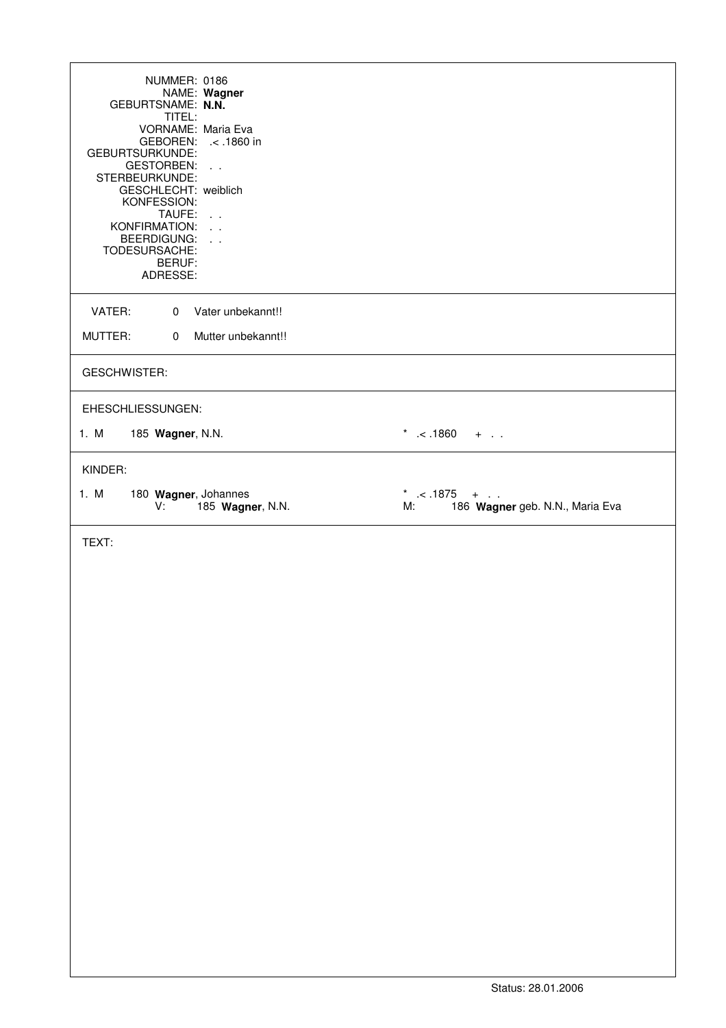NUMMER: 0186
NAME: **Wagner**
GEBURTSNAME: **N.N.**
TITEL:
VORNAME: Maria Eva
GEBOREN: .< .1860 in
GEBURTSURKUNDE:
GESTORBEN: . .
STERBEURKUNDE:
GESCHLECHT: weiblich
KONFESSION:
TAUFE: . .
KONFIRMATION: . .
BEERDIGUNG: . .
TODESURSACHE:
BERUF:
ADRESSE:

---

VATER: 0 Vater unbekannt!!

MUTTER: 0 Mutter unbekannt!!

---

GESCHWISTER:

---

EHESCHLIESSUNGEN:

1. M 185 **Wagner**, N.N. * .< .1860 + . .

---

KINDER:

1. M 180 **Wagner**, Johannes * .< .1875 + . .
   V: 185 **Wagner**, N.N. M: 186 **Wagner** geb. N.N., Maria Eva

---

TEXT:

Status: 28.01.2006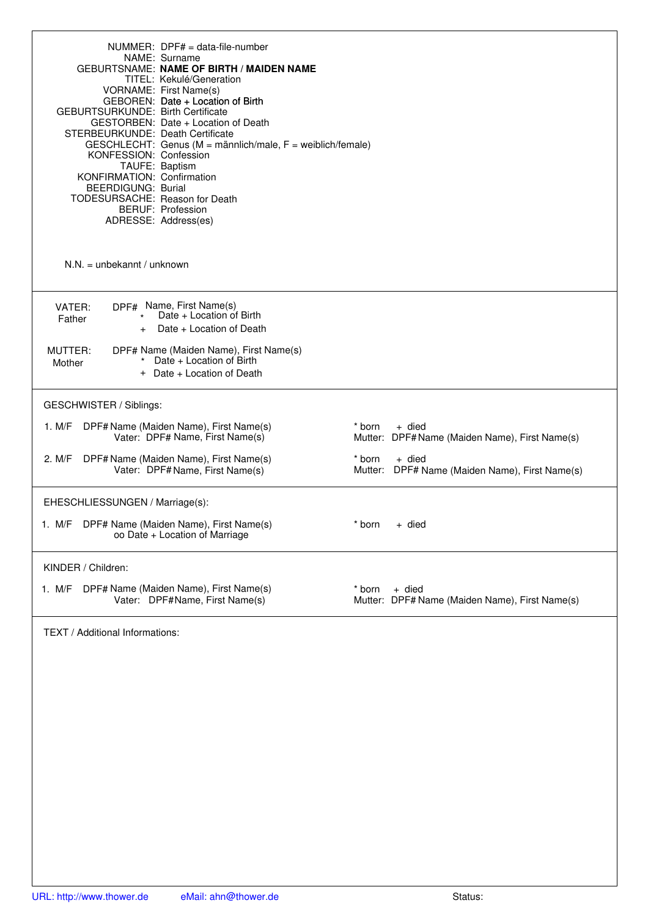NUMMER: DPF# = data-file-number
NAME: Surname
GEBURTSNAME: **NAME OF BIRTH / MAIDEN NAME**
TITEL: Kekulé/Generation
VORNAME: First Name(s)
GEBOREN: Date + Location of Birth
GEBURTSURKUNDE: Birth Certificate
GESTORBEN: Date + Location of Death
STERBEURKUNDE: Death Certificate
GESCHLECHT: Genus (M = männlich/male, F = weiblich/female)
KONFESSION: Confession
TAUFE: Baptism
KONFIRMATION: Confirmation
BEERDIGUNG: Burial
TODESURSACHE: Reason for Death
BERUF: Profession
ADRESSE: Address(es)

N.N. = unbekannt / unknown

---

VATER: Father — DPF# Name, First Name(s)
\* Date + Location of Birth
\+ Date + Location of Death

MUTTER: Mother — DPF# Name (Maiden Name), First Name(s)
\* Date + Location of Birth
\+ Date + Location of Death

---

GESCHWISTER / Siblings:

1. M/F DPF# Name (Maiden Name), First Name(s) — * born + died
   Vater: DPF# Name, First Name(s) — Mutter: DPF# Name (Maiden Name), First Name(s)

2. M/F DPF# Name (Maiden Name), First Name(s) — * born + died
   Vater: DPF# Name, First Name(s) — Mutter: DPF# Name (Maiden Name), First Name(s)

---

EHESCHLIESSUNGEN / Marriage(s):

1. M/F DPF# Name (Maiden Name), First Name(s) — * born + died
   oo Date + Location of Marriage

---

KINDER / Children:

1. M/F DPF# Name (Maiden Name), First Name(s) — * born + died
   Vater: DPF#Name, First Name(s) — Mutter: DPF# Name (Maiden Name), First Name(s)

---

TEXT / Additional Informations:

URL: http://www.thower.de eMail: ahn@thower.de Status: